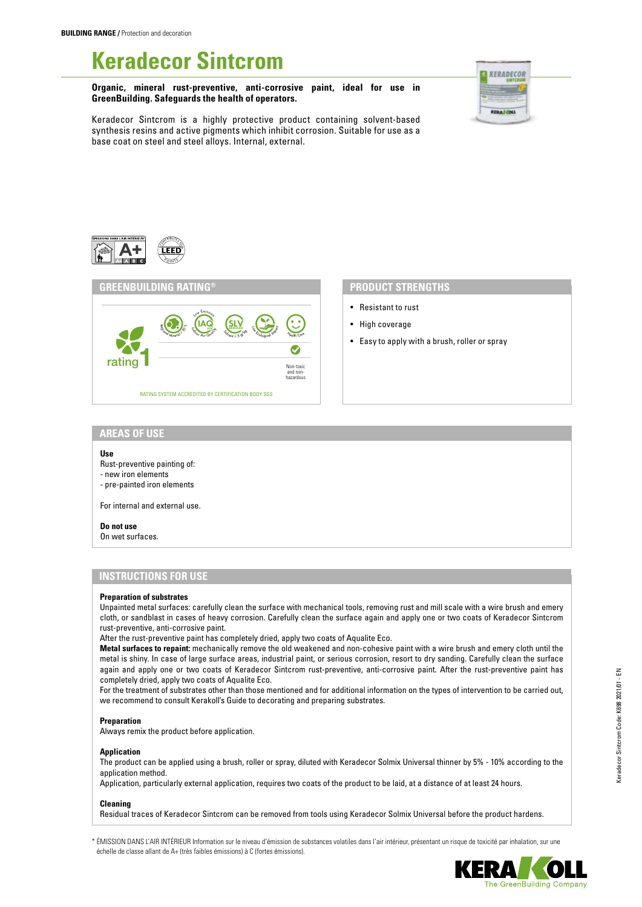**BUILDING RANGE /** Protection and decoration

# Keradecor Sintcrom

**Organic, mineral rust-preventive, anti-corrosive paint, ideal for use in GreenBuilding. Safeguards the health of operators.**

Keradecor Sintcrom is a highly protective product containing solvent-based synthesis resins and active pigments which inhibit corrosion. Suitable for use as a base coat on steel and steel alloys. Internal, external.

## GREENBUILDING RATING®

rating 1

Non-toxic and non-hazardous

RATING SYSTEM ACCREDITED BY CERTIFICATION BODY SGS

## PRODUCT STRENGTHS

- Resistant to rust
- High coverage
- Easy to apply with a brush, roller or spray

## AREAS OF USE

**Use**
Rust-preventive painting of:
- new iron elements
- pre-painted iron elements

For internal and external use.

**Do not use**
On wet surfaces.

## INSTRUCTIONS FOR USE

**Preparation of substrates**
Unpainted metal surfaces: carefully clean the surface with mechanical tools, removing rust and mill scale with a wire brush and emery cloth, or sandblast in cases of heavy corrosion. Carefully clean the surface again and apply one or two coats of Keradecor Sintcrom rust-preventive, anti-corrosive paint.
After the rust-preventive paint has completely dried, apply two coats of Aqualite Eco.
**Metal surfaces to repaint:** mechanically remove the old weakened and non-cohesive paint with a wire brush and emery cloth until the metal is shiny. In case of large surface areas, industrial paint, or serious corrosion, resort to dry sanding. Carefully clean the surface again and apply one or two coats of Keradecor Sintcrom rust-preventive, anti-corrosive paint. After the rust-preventive paint has completely dried, apply two coats of Aqualite Eco.
For the treatment of substrates other than those mentioned and for additional information on the types of intervention to be carried out, we recommend to consult Kerakoll's Guide to decorating and preparing substrates.

**Preparation**
Always remix the product before application.

**Application**
The product can be applied using a brush, roller or spray, diluted with Keradecor Solmix Universal thinner by 5% - 10% according to the application method.
Application, particularly external application, requires two coats of the product to be laid, at a distance of at least 24 hours.

**Cleaning**
Residual traces of Keradecor Sintcrom can be removed from tools using Keradecor Solmix Universal before the product hardens.

* ÉMISSION DANS L'AIR INTÉRIEUR Information sur le niveau d'émission de substances volatiles dans l'air intérieur, présentant un risque de toxicité par inhalation, sur une échelle de classe allant de A+ (très faibles émissions) à C (fortes émissions).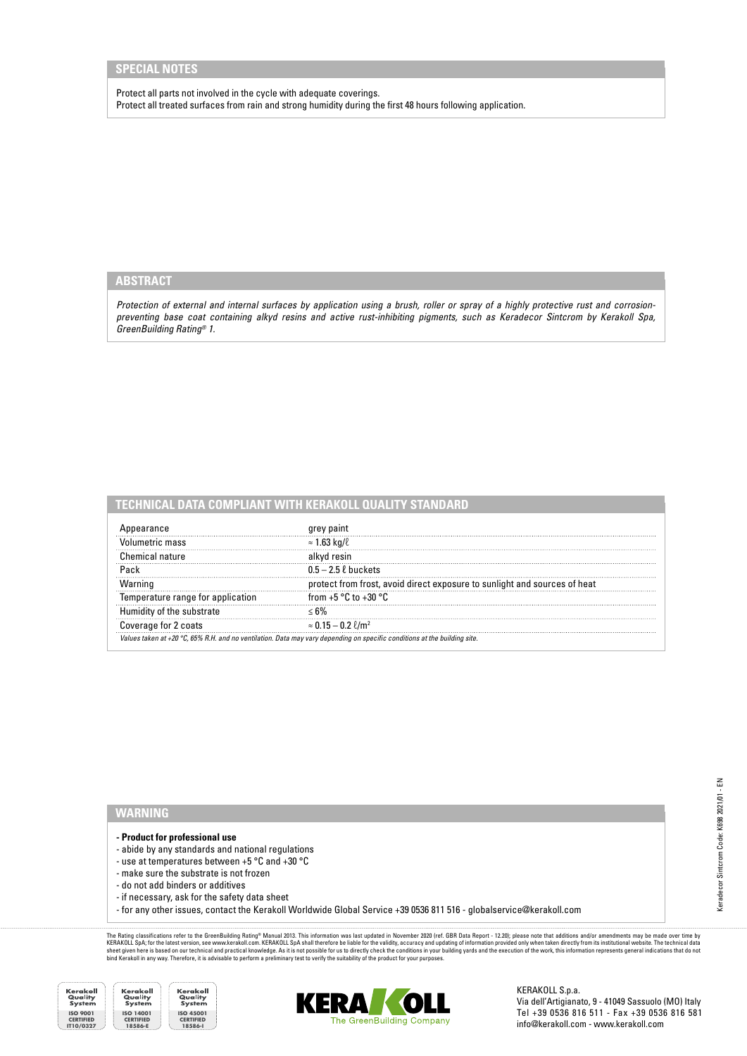## SPECIAL NOTES

Protect all parts not involved in the cycle with adequate coverings.
Protect all treated surfaces from rain and strong humidity during the first 48 hours following application.

## ABSTRACT

*Protection of external and internal surfaces by application using a brush, roller or spray of a highly protective rust and corrosion-preventing base coat containing alkyd resins and active rust-inhibiting pigments, such as Keradecor Sintcrom by Kerakoll Spa, GreenBuilding Rating® 1.*

## TECHNICAL DATA COMPLIANT WITH KERAKOLL QUALITY STANDARD

| | |
|---|---|
| Appearance | grey paint |
| Volumetric mass | ≈ 1.63 kg/ℓ |
| Chemical nature | alkyd resin |
| Pack | 0.5 – 2.5 ℓ buckets |
| Warning | protect from frost, avoid direct exposure to sunlight and sources of heat |
| Temperature range for application | from +5 °C to +30 °C |
| Humidity of the substrate | ≤ 6% |
| Coverage for 2 coats | ≈ 0.15 – 0.2 ℓ/m² |

*Values taken at +20 °C, 65% R.H. and no ventilation. Data may vary depending on specific conditions at the building site.*

## WARNING

- **Product for professional use**
- abide by any standards and national regulations
- use at temperatures between +5 °C and +30 °C
- make sure the substrate is not frozen
- do not add binders or additives
- if necessary, ask for the safety data sheet
- for any other issues, contact the Kerakoll Worldwide Global Service +39 0536 811 516 - globalservice@kerakoll.com

The Rating classifications refer to the GreenBuilding Rating® Manual 2013. This information was last updated in November 2020 (ref. GBR Data Report - 12.20); please note that additions and/or amendments may be made over time by KERAKOLL SpA; for the latest version, see www.kerakoll.com. KERAKOLL SpA shall therefore be liable for the validity, accuracy and updating of information provided only when taken directly from its institutional website. The technical data sheet given here is based on our technical and practical knowledge. As it is not possible for us to directly check the conditions in your building yards and the execution of the work, this information represents general indications that do not bind Kerakoll in any way. Therefore, it is advisable to perform a preliminary test to verify the suitability of the product for your purposes.

Kerakoll Quality System ISO 9001 CERTIFIED IT10/0327
Kerakoll Quality System ISO 14001 CERTIFIED 18586-E
Kerakoll Quality System ISO 45001 CERTIFIED 18586-I

KERAKOLL The GreenBuilding Company

KERAKOLL S.p.a.
Via dell'Artigianato, 9 - 41049 Sassuolo (MO) Italy
Tel +39 0536 816 511 - Fax +39 0536 816 581
info@kerakoll.com - www.kerakoll.com

Keradecor Sintcrom Code: K698 2021/01 - EN